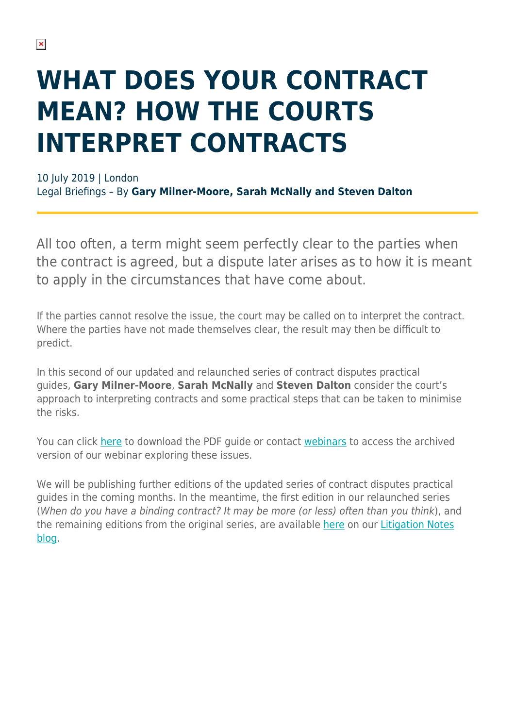# WHAT DOES YOUR CONTRACT MEAN? HOW THE COURTS INTERPRET CONTRACTS

10 July 2019 | London
Legal Briefings – By **Gary Milner-Moore, Sarah McNally and Steven Dalton**

All too often, a term might seem perfectly clear to the parties when the contract is agreed, but a dispute later arises as to how it is meant to apply in the circumstances that have come about.

If the parties cannot resolve the issue, the court may be called on to interpret the contract. Where the parties have not made themselves clear, the result may then be difficult to predict.

In this second of our updated and relaunched series of contract disputes practical guides, **Gary Milner-Moore**, **Sarah McNally** and **Steven Dalton** consider the court's approach to interpreting contracts and some practical steps that can be taken to minimise the risks.

You can click here to download the PDF guide or contact webinars to access the archived version of our webinar exploring these issues.

We will be publishing further editions of the updated series of contract disputes practical guides in the coming months. In the meantime, the first edition in our relaunched series (*When do you have a binding contract? It may be more (or less) often than you think*), and the remaining editions from the original series, are available here on our Litigation Notes blog.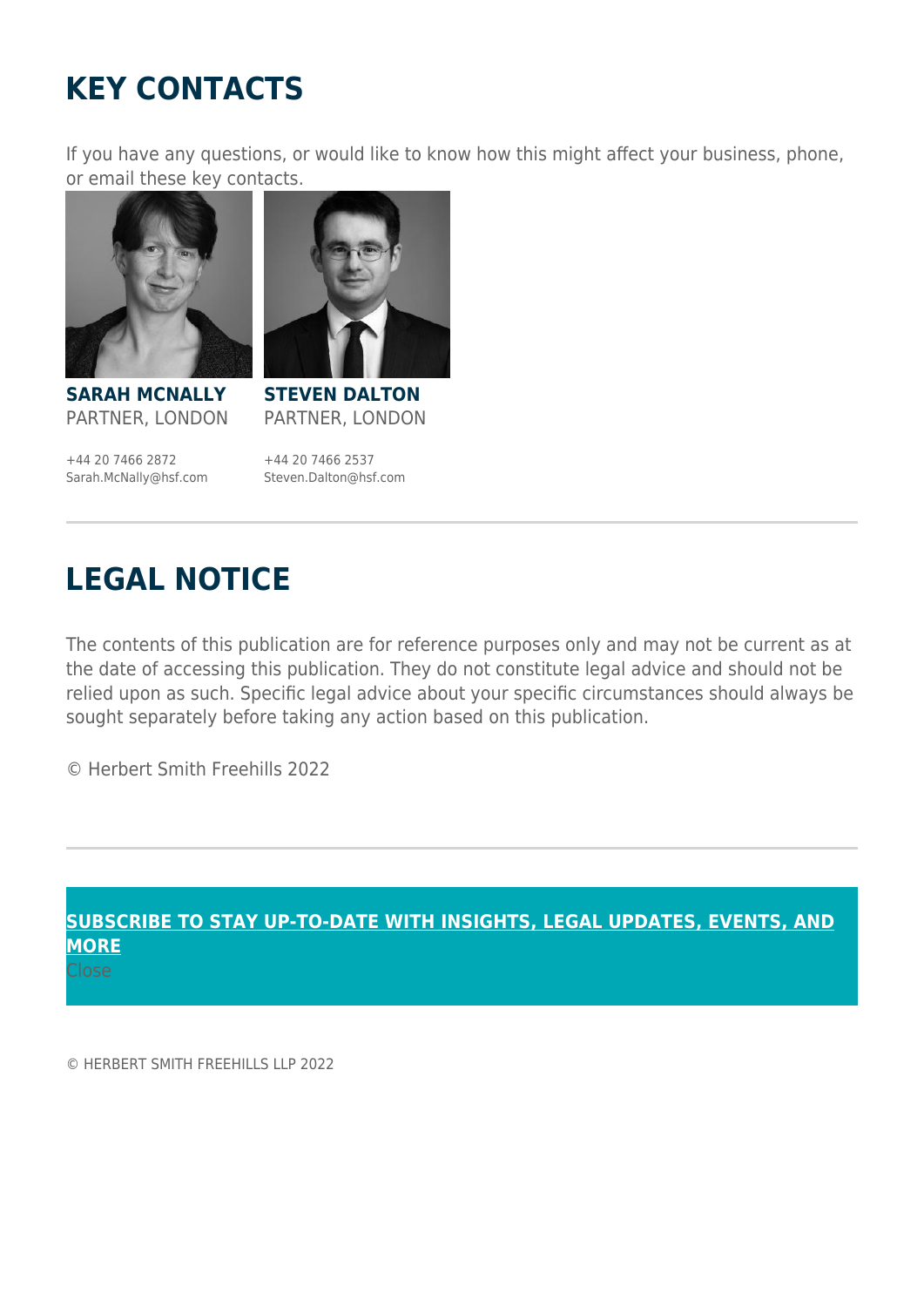## KEY CONTACTS

If you have any questions, or would like to know how this might affect your business, phone, or email these key contacts.

**SARAH MCNALLY**
PARTNER, LONDON

+44 20 7466 2872
Sarah.McNally@hsf.com

**STEVEN DALTON**
PARTNER, LONDON

+44 20 7466 2537
Steven.Dalton@hsf.com

## LEGAL NOTICE

The contents of this publication are for reference purposes only and may not be current as at the date of accessing this publication. They do not constitute legal advice and should not be relied upon as such. Specific legal advice about your specific circumstances should always be sought separately before taking any action based on this publication.

© Herbert Smith Freehills 2022

**SUBSCRIBE TO STAY UP-TO-DATE WITH INSIGHTS, LEGAL UPDATES, EVENTS, AND MORE**

Close

© HERBERT SMITH FREEHILLS LLP 2022